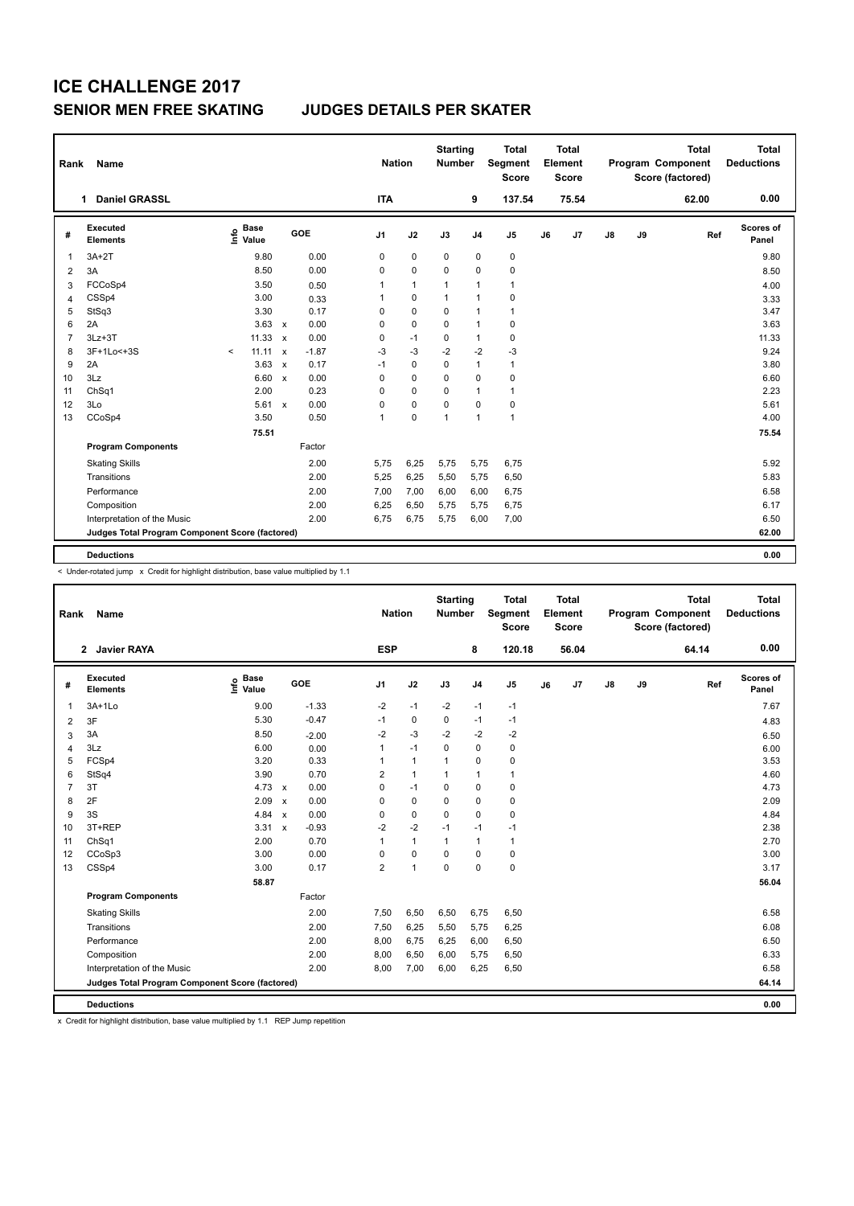# ICE CHALLENGE 2017

## SENIOR MEN FREE SKATING JUDGES DETAILS PER SKATER

| Rank | Name | Nation | Starting Number | Total Segment Score | Total Element Score | Total Program Component Score (factored) | Total Deductions |
|---|---|---|---|---|---|---|---|
| 1 | Daniel GRASSL | ITA | 9 | 137.54 | 75.54 | 62.00 | 0.00 |

| # | Executed Elements | Info | Base Value | | GOE | J1 | J2 | J3 | J4 | J5 | J6 | J7 | J8 | J9 | Ref | Scores of Panel |
|---|---|---|---|---|---|---|---|---|---|---|---|---|---|---|---|---|
| 1 | 3A+2T | | 9.80 | | 0.00 | 0 | 0 | 0 | 0 | 0 | | | | | | 9.80 |
| 2 | 3A | | 8.50 | | 0.00 | 0 | 0 | 0 | 0 | 0 | | | | | | 8.50 |
| 3 | FCCoSp4 | | 3.50 | | 0.50 | 1 | 1 | 1 | 1 | 1 | | | | | | 4.00 |
| 4 | CSSp4 | | 3.00 | | 0.33 | 1 | 0 | 1 | 1 | 0 | | | | | | 3.33 |
| 5 | StSq3 | | 3.30 | | 0.17 | 0 | 0 | 0 | 1 | 1 | | | | | | 3.47 |
| 6 | 2A | | 3.63 | x | 0.00 | 0 | 0 | 0 | 1 | 0 | | | | | | 3.63 |
| 7 | 3Lz+3T | | 11.33 | x | 0.00 | 0 | -1 | 0 | 1 | 0 | | | | | | 11.33 |
| 8 | 3F+1Lo<+3S | < | 11.11 | x | -1.87 | -3 | -3 | -2 | -2 | -3 | | | | | | 9.24 |
| 9 | 2A | | 3.63 | x | 0.17 | -1 | 0 | 0 | 1 | 1 | | | | | | 3.80 |
| 10 | 3Lz | | 6.60 | x | 0.00 | 0 | 0 | 0 | 0 | 0 | | | | | | 6.60 |
| 11 | ChSq1 | | 2.00 | | 0.23 | 0 | 0 | 0 | 1 | 1 | | | | | | 2.23 |
| 12 | 3Lo | | 5.61 | x | 0.00 | 0 | 0 | 0 | 0 | 0 | | | | | | 5.61 |
| 13 | CCoSp4 | | 3.50 | | 0.50 | 1 | 0 | 1 | 1 | 1 | | | | | | 4.00 |
| | | | 75.51 | | | | | | | | | | | | | 75.54 |
| | **Program Components** | | | | Factor | | | | | | | | | | | |
| | Skating Skills | | | | 2.00 | 5,75 | 6,25 | 5,75 | 5,75 | 6,75 | | | | | | 5.92 |
| | Transitions | | | | 2.00 | 5,25 | 6,25 | 5,50 | 5,75 | 6,50 | | | | | | 5.83 |
| | Performance | | | | 2.00 | 7,00 | 7,00 | 6,00 | 6,00 | 6,75 | | | | | | 6.58 |
| | Composition | | | | 2.00 | 6,25 | 6,50 | 5,75 | 5,75 | 6,75 | | | | | | 6.17 |
| | Interpretation of the Music | | | | 2.00 | 6,75 | 6,75 | 5,75 | 6,00 | 7,00 | | | | | | 6.50 |
| | **Judges Total Program Component Score (factored)** | | | | | | | | | | | | | | | 62.00 |
| | **Deductions** | | | | | | | | | | | | | | | 0.00 |

< Under-rotated jump x Credit for highlight distribution, base value multiplied by 1.1

| Rank | Name | Nation | Starting Number | Total Segment Score | Total Element Score | Total Program Component Score (factored) | Total Deductions |
|---|---|---|---|---|---|---|---|
| 2 | Javier RAYA | ESP | 8 | 120.18 | 56.04 | 64.14 | 0.00 |

| # | Executed Elements | Info | Base Value | | GOE | J1 | J2 | J3 | J4 | J5 | J6 | J7 | J8 | J9 | Ref | Scores of Panel |
|---|---|---|---|---|---|---|---|---|---|---|---|---|---|---|---|---|
| 1 | 3A+1Lo | | 9.00 | | -1.33 | -2 | -1 | -2 | -1 | -1 | | | | | | 7.67 |
| 2 | 3F | | 5.30 | | -0.47 | -1 | 0 | 0 | -1 | -1 | | | | | | 4.83 |
| 3 | 3A | | 8.50 | | -2.00 | -2 | -3 | -2 | -2 | -2 | | | | | | 6.50 |
| 4 | 3Lz | | 6.00 | | 0.00 | 1 | -1 | 0 | 0 | 0 | | | | | | 6.00 |
| 5 | FCSp4 | | 3.20 | | 0.33 | 1 | 1 | 1 | 0 | 0 | | | | | | 3.53 |
| 6 | StSq4 | | 3.90 | | 0.70 | 2 | 1 | 1 | 1 | 1 | | | | | | 4.60 |
| 7 | 3T | | 4.73 | x | 0.00 | 0 | -1 | 0 | 0 | 0 | | | | | | 4.73 |
| 8 | 2F | | 2.09 | x | 0.00 | 0 | 0 | 0 | 0 | 0 | | | | | | 2.09 |
| 9 | 3S | | 4.84 | x | 0.00 | 0 | 0 | 0 | 0 | 0 | | | | | | 4.84 |
| 10 | 3T+REP | | 3.31 | x | -0.93 | -2 | -2 | -1 | -1 | -1 | | | | | | 2.38 |
| 11 | ChSq1 | | 2.00 | | 0.70 | 1 | 1 | 1 | 1 | 1 | | | | | | 2.70 |
| 12 | CCoSp3 | | 3.00 | | 0.00 | 0 | 0 | 0 | 0 | 0 | | | | | | 3.00 |
| 13 | CSSp4 | | 3.00 | | 0.17 | 2 | 1 | 0 | 0 | 0 | | | | | | 3.17 |
| | | | 58.87 | | | | | | | | | | | | | 56.04 |
| | **Program Components** | | | | Factor | | | | | | | | | | | |
| | Skating Skills | | | | 2.00 | 7,50 | 6,50 | 6,50 | 6,75 | 6,50 | | | | | | 6.58 |
| | Transitions | | | | 2.00 | 7,50 | 6,25 | 5,50 | 5,75 | 6,25 | | | | | | 6.08 |
| | Performance | | | | 2.00 | 8,00 | 6,75 | 6,25 | 6,00 | 6,50 | | | | | | 6.50 |
| | Composition | | | | 2.00 | 8,00 | 6,50 | 6,00 | 5,75 | 6,50 | | | | | | 6.33 |
| | Interpretation of the Music | | | | 2.00 | 8,00 | 7,00 | 6,00 | 6,25 | 6,50 | | | | | | 6.58 |
| | **Judges Total Program Component Score (factored)** | | | | | | | | | | | | | | | 64.14 |
| | **Deductions** | | | | | | | | | | | | | | | 0.00 |

x Credit for highlight distribution, base value multiplied by 1.1 REP Jump repetition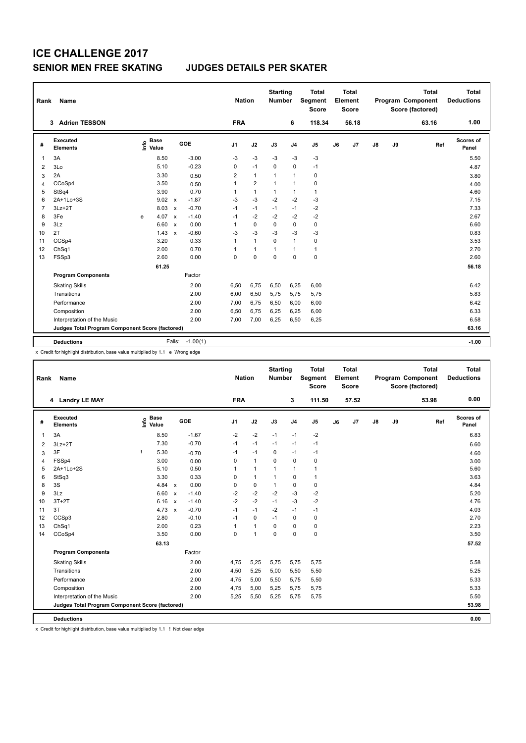# ICE CHALLENGE 2017

## SENIOR MEN FREE SKATING JUDGES DETAILS PER SKATER

| Rank | Name | Nation | Starting Number | Total Segment Score | Total Element Score | Total Program Component Score (factored) | Total Deductions |
|---|---|---|---|---|---|---|---|
| 3 | Adrien TESSON | FRA | 6 | 118.34 | 56.18 | 63.16 | 1.00 |

| # | Executed Elements | Info | Base Value | | GOE | J1 | J2 | J3 | J4 | J5 | J6 | J7 | J8 | J9 | Ref | Scores of Panel |
|---|---|---|---|---|---|---|---|---|---|---|---|---|---|---|---|---|
| 1 | 3A | | 8.50 | | -3.00 | -3 | -3 | -3 | -3 | -3 | | | | | | 5.50 |
| 2 | 3Lo | | 5.10 | | -0.23 | 0 | -1 | 0 | 0 | -1 | | | | | | 4.87 |
| 3 | 2A | | 3.30 | | 0.50 | 2 | 1 | 1 | 1 | 0 | | | | | | 3.80 |
| 4 | CCoSp4 | | 3.50 | | 0.50 | 1 | 2 | 1 | 1 | 0 | | | | | | 4.00 |
| 5 | StSq4 | | 3.90 | | 0.70 | 1 | 1 | 1 | 1 | 1 | | | | | | 4.60 |
| 6 | 2A+1Lo+3S | | 9.02 | x | -1.87 | -3 | -3 | -2 | -2 | -3 | | | | | | 7.15 |
| 7 | 3Lz+2T | | 8.03 | x | -0.70 | -1 | -1 | -1 | -1 | -2 | | | | | | 7.33 |
| 8 | 3Fe | e | 4.07 | x | -1.40 | -1 | -2 | -2 | -2 | -2 | | | | | | 2.67 |
| 9 | 3Lz | | 6.60 | x | 0.00 | 1 | 0 | 0 | 0 | 0 | | | | | | 6.60 |
| 10 | 2T | | 1.43 | x | -0.60 | -3 | -3 | -3 | -3 | -3 | | | | | | 0.83 |
| 11 | CCSp4 | | 3.20 | | 0.33 | 1 | 1 | 0 | 1 | 0 | | | | | | 3.53 |
| 12 | ChSq1 | | 2.00 | | 0.70 | 1 | 1 | 1 | 1 | 1 | | | | | | 2.70 |
| 13 | FSSp3 | | 2.60 | | 0.00 | 0 | 0 | 0 | 0 | 0 | | | | | | 2.60 |
| | | | 61.25 | | | | | | | | | | | | | 56.18 |
| | **Program Components** | | | | Factor | | | | | | | | | | | |
| | Skating Skills | | | | 2.00 | 6,50 | 6,75 | 6,50 | 6,25 | 6,00 | | | | | | 6.42 |
| | Transitions | | | | 2.00 | 6,00 | 6,50 | 5,75 | 5,75 | 5,75 | | | | | | 5.83 |
| | Performance | | | | 2.00 | 7,00 | 6,75 | 6,50 | 6,00 | 6,00 | | | | | | 6.42 |
| | Composition | | | | 2.00 | 6,50 | 6,75 | 6,25 | 6,25 | 6,00 | | | | | | 6.33 |
| | Interpretation of the Music | | | | 2.00 | 7,00 | 7,00 | 6,25 | 6,50 | 6,25 | | | | | | 6.58 |
| | **Judges Total Program Component Score (factored)** | | | | | | | | | | | | | | | 63.16 |
| | **Deductions** | | Falls: | | -1.00(1) | | | | | | | | | | | -1.00 |

x Credit for highlight distribution, base value multiplied by 1.1 e Wrong edge

| Rank | Name | Nation | Starting Number | Total Segment Score | Total Element Score | Total Program Component Score (factored) | Total Deductions |
|---|---|---|---|---|---|---|---|
| 4 | Landry LE MAY | FRA | 3 | 111.50 | 57.52 | 53.98 | 0.00 |

| # | Executed Elements | Info | Base Value | | GOE | J1 | J2 | J3 | J4 | J5 | J6 | J7 | J8 | J9 | Ref | Scores of Panel |
|---|---|---|---|---|---|---|---|---|---|---|---|---|---|---|---|---|
| 1 | 3A | | 8.50 | | -1.67 | -2 | -2 | -1 | -1 | -2 | | | | | | 6.83 |
| 2 | 3Lz+2T | | 7.30 | | -0.70 | -1 | -1 | -1 | -1 | -1 | | | | | | 6.60 |
| 3 | 3F | ! | 5.30 | | -0.70 | -1 | -1 | 0 | -1 | -1 | | | | | | 4.60 |
| 4 | FSSp4 | | 3.00 | | 0.00 | 0 | 1 | 0 | 0 | 0 | | | | | | 3.00 |
| 5 | 2A+1Lo+2S | | 5.10 | | 0.50 | 1 | 1 | 1 | 1 | 1 | | | | | | 5.60 |
| 6 | StSq3 | | 3.30 | | 0.33 | 0 | 1 | 1 | 0 | 1 | | | | | | 3.63 |
| 8 | 3S | | 4.84 | x | 0.00 | 0 | 0 | 1 | 0 | 0 | | | | | | 4.84 |
| 9 | 3Lz | | 6.60 | x | -1.40 | -2 | -2 | -2 | -3 | -2 | | | | | | 5.20 |
| 10 | 3T+2T | | 6.16 | x | -1.40 | -2 | -2 | -1 | -3 | -2 | | | | | | 4.76 |
| 11 | 3T | | 4.73 | x | -0.70 | -1 | -1 | -2 | -1 | -1 | | | | | | 4.03 |
| 12 | CCSp3 | | 2.80 | | -0.10 | -1 | 0 | -1 | 0 | 0 | | | | | | 2.70 |
| 13 | ChSq1 | | 2.00 | | 0.23 | 1 | 1 | 0 | 0 | 0 | | | | | | 2.23 |
| 14 | CCoSp4 | | 3.50 | | 0.00 | 0 | 1 | 0 | 0 | 0 | | | | | | 3.50 |
| | | | 63.13 | | | | | | | | | | | | | 57.52 |
| | **Program Components** | | | | Factor | | | | | | | | | | | |
| | Skating Skills | | | | 2.00 | 4,75 | 5,25 | 5,75 | 5,75 | 5,75 | | | | | | 5.58 |
| | Transitions | | | | 2.00 | 4,50 | 5,25 | 5,00 | 5,50 | 5,50 | | | | | | 5.25 |
| | Performance | | | | 2.00 | 4,75 | 5,00 | 5,50 | 5,75 | 5,50 | | | | | | 5.33 |
| | Composition | | | | 2.00 | 4,75 | 5,00 | 5,25 | 5,75 | 5,75 | | | | | | 5.33 |
| | Interpretation of the Music | | | | 2.00 | 5,25 | 5,50 | 5,25 | 5,75 | 5,75 | | | | | | 5.50 |
| | **Judges Total Program Component Score (factored)** | | | | | | | | | | | | | | | 53.98 |
| | **Deductions** | | | | | | | | | | | | | | | 0.00 |

x Credit for highlight distribution, base value multiplied by 1.1 ! Not clear edge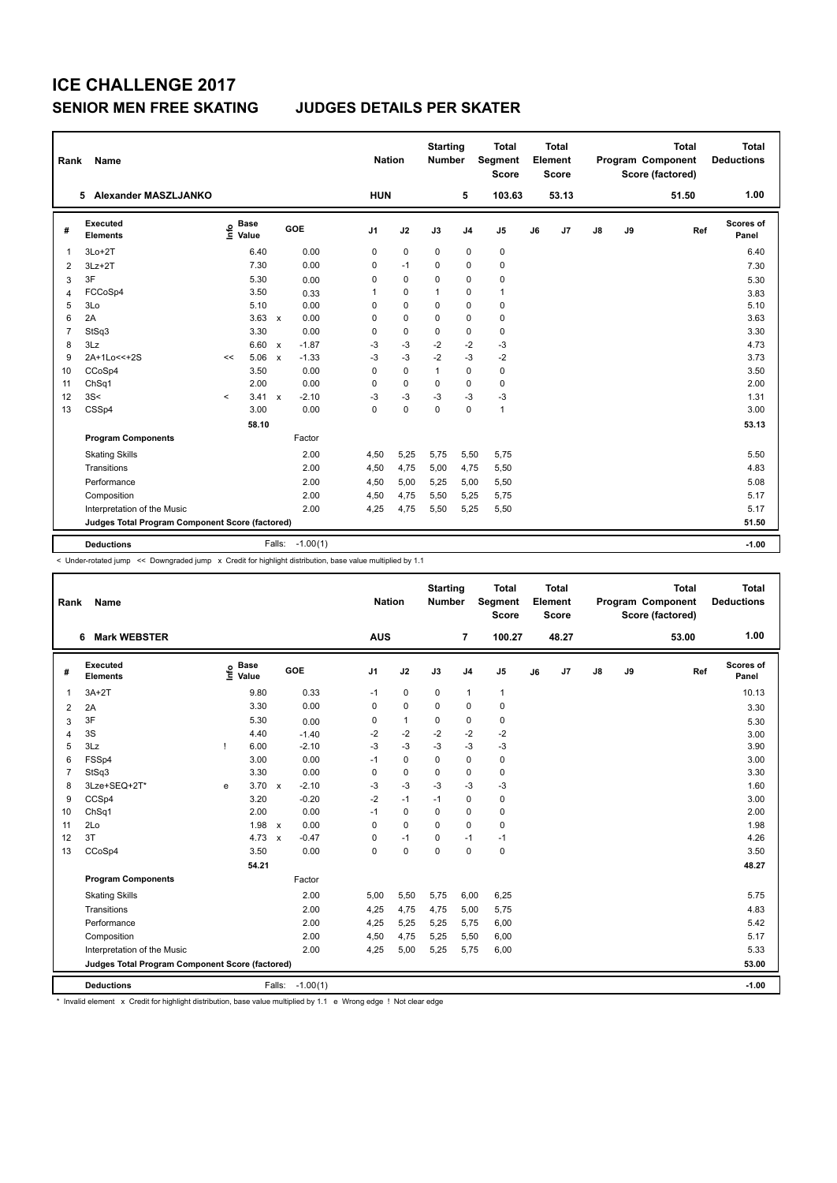# ICE CHALLENGE 2017

## SENIOR MEN FREE SKATING    JUDGES DETAILS PER SKATER

| Rank | Name | Nation | Starting Number | Total Segment Score | Total Element Score | Total Program Component Score (factored) | Total Deductions |
|---|---|---|---|---|---|---|---|
| 5 | Alexander MASZLJANKO | HUN | 5 | 103.63 | 53.13 | 51.50 | 1.00 |

| # | Executed Elements | Info | Base Value | | GOE | J1 | J2 | J3 | J4 | J5 | J6 | J7 | J8 | J9 | Ref | Scores of Panel |
|---|---|---|---|---|---|---|---|---|---|---|---|---|---|---|---|---|
| 1 | 3Lo+2T | | 6.40 | | 0.00 | 0 | 0 | 0 | 0 | 0 | | | | | | 6.40 |
| 2 | 3Lz+2T | | 7.30 | | 0.00 | 0 | -1 | 0 | 0 | 0 | | | | | | 7.30 |
| 3 | 3F | | 5.30 | | 0.00 | 0 | 0 | 0 | 0 | 0 | | | | | | 5.30 |
| 4 | FCCoSp4 | | 3.50 | | 0.33 | 1 | 0 | 1 | 0 | 1 | | | | | | 3.83 |
| 5 | 3Lo | | 5.10 | | 0.00 | 0 | 0 | 0 | 0 | 0 | | | | | | 5.10 |
| 6 | 2A | | 3.63 | x | 0.00 | 0 | 0 | 0 | 0 | 0 | | | | | | 3.63 |
| 7 | StSq3 | | 3.30 | | 0.00 | 0 | 0 | 0 | 0 | 0 | | | | | | 3.30 |
| 8 | 3Lz | | 6.60 | x | -1.87 | -3 | -3 | -2 | -2 | -3 | | | | | | 4.73 |
| 9 | 2A+1Lo<<+2S | << | 5.06 | x | -1.33 | -3 | -3 | -2 | -3 | -2 | | | | | | 3.73 |
| 10 | CCoSp4 | | 3.50 | | 0.00 | 0 | 0 | 1 | 0 | 0 | | | | | | 3.50 |
| 11 | ChSq1 | | 2.00 | | 0.00 | 0 | 0 | 0 | 0 | 0 | | | | | | 2.00 |
| 12 | 3S< | < | 3.41 | x | -2.10 | -3 | -3 | -3 | -3 | -3 | | | | | | 1.31 |
| 13 | CSSp4 | | 3.00 | | 0.00 | 0 | 0 | 0 | 0 | 1 | | | | | | 3.00 |
| | | | 58.10 | | | | | | | | | | | | | 53.13 |
| | **Program Components** | | | | Factor | | | | | | | | | | | |
| | Skating Skills | | | | 2.00 | 4,50 | 5,25 | 5,75 | 5,50 | 5,75 | | | | | | 5.50 |
| | Transitions | | | | 2.00 | 4,50 | 4,75 | 5,00 | 4,75 | 5,50 | | | | | | 4.83 |
| | Performance | | | | 2.00 | 4,50 | 5,00 | 5,25 | 5,00 | 5,50 | | | | | | 5.08 |
| | Composition | | | | 2.00 | 4,50 | 4,75 | 5,50 | 5,25 | 5,75 | | | | | | 5.17 |
| | Interpretation of the Music | | | | 2.00 | 4,25 | 4,75 | 5,50 | 5,25 | 5,50 | | | | | | 5.17 |
| | **Judges Total Program Component Score (factored)** | | | | | | | | | | | | | | | 51.50 |
| | **Deductions** | | | Falls: | -1.00(1) | | | | | | | | | | | -1.00 |

< Under-rotated jump << Downgraded jump x Credit for highlight distribution, base value multiplied by 1.1

| Rank | Name | Nation | Starting Number | Total Segment Score | Total Element Score | Total Program Component Score (factored) | Total Deductions |
|---|---|---|---|---|---|---|---|
| 6 | Mark WEBSTER | AUS | 7 | 100.27 | 48.27 | 53.00 | 1.00 |

| # | Executed Elements | Info | Base Value | | GOE | J1 | J2 | J3 | J4 | J5 | J6 | J7 | J8 | J9 | Ref | Scores of Panel |
|---|---|---|---|---|---|---|---|---|---|---|---|---|---|---|---|---|
| 1 | 3A+2T | | 9.80 | | 0.33 | -1 | 0 | 0 | 1 | 1 | | | | | | 10.13 |
| 2 | 2A | | 3.30 | | 0.00 | 0 | 0 | 0 | 0 | 0 | | | | | | 3.30 |
| 3 | 3F | | 5.30 | | 0.00 | 0 | 1 | 0 | 0 | 0 | | | | | | 5.30 |
| 4 | 3S | | 4.40 | | -1.40 | -2 | -2 | -2 | -2 | -2 | | | | | | 3.00 |
| 5 | 3Lz | ! | 6.00 | | -2.10 | -3 | -3 | -3 | -3 | -3 | | | | | | 3.90 |
| 6 | FSSp4 | | 3.00 | | 0.00 | -1 | 0 | 0 | 0 | 0 | | | | | | 3.00 |
| 7 | StSq3 | | 3.30 | | 0.00 | 0 | 0 | 0 | 0 | 0 | | | | | | 3.30 |
| 8 | 3Lze+SEQ+2T* | e | 3.70 | x | -2.10 | -3 | -3 | -3 | -3 | -3 | | | | | | 1.60 |
| 9 | CCSp4 | | 3.20 | | -0.20 | -2 | -1 | -1 | 0 | 0 | | | | | | 3.00 |
| 10 | ChSq1 | | 2.00 | | 0.00 | -1 | 0 | 0 | 0 | 0 | | | | | | 2.00 |
| 11 | 2Lo | | 1.98 | x | 0.00 | 0 | 0 | 0 | 0 | 0 | | | | | | 1.98 |
| 12 | 3T | | 4.73 | x | -0.47 | 0 | -1 | 0 | -1 | -1 | | | | | | 4.26 |
| 13 | CCoSp4 | | 3.50 | | 0.00 | 0 | 0 | 0 | 0 | 0 | | | | | | 3.50 |
| | | | 54.21 | | | | | | | | | | | | | 48.27 |
| | **Program Components** | | | | Factor | | | | | | | | | | | |
| | Skating Skills | | | | 2.00 | 5,00 | 5,50 | 5,75 | 6,00 | 6,25 | | | | | | 5.75 |
| | Transitions | | | | 2.00 | 4,25 | 4,75 | 4,75 | 5,00 | 5,75 | | | | | | 4.83 |
| | Performance | | | | 2.00 | 4,25 | 5,25 | 5,25 | 5,75 | 6,00 | | | | | | 5.42 |
| | Composition | | | | 2.00 | 4,50 | 4,75 | 5,25 | 5,50 | 6,00 | | | | | | 5.17 |
| | Interpretation of the Music | | | | 2.00 | 4,25 | 5,00 | 5,25 | 5,75 | 6,00 | | | | | | 5.33 |
| | **Judges Total Program Component Score (factored)** | | | | | | | | | | | | | | | 53.00 |
| | **Deductions** | | | Falls: | -1.00(1) | | | | | | | | | | | -1.00 |

* Invalid element x Credit for highlight distribution, base value multiplied by 1.1 e Wrong edge ! Not clear edge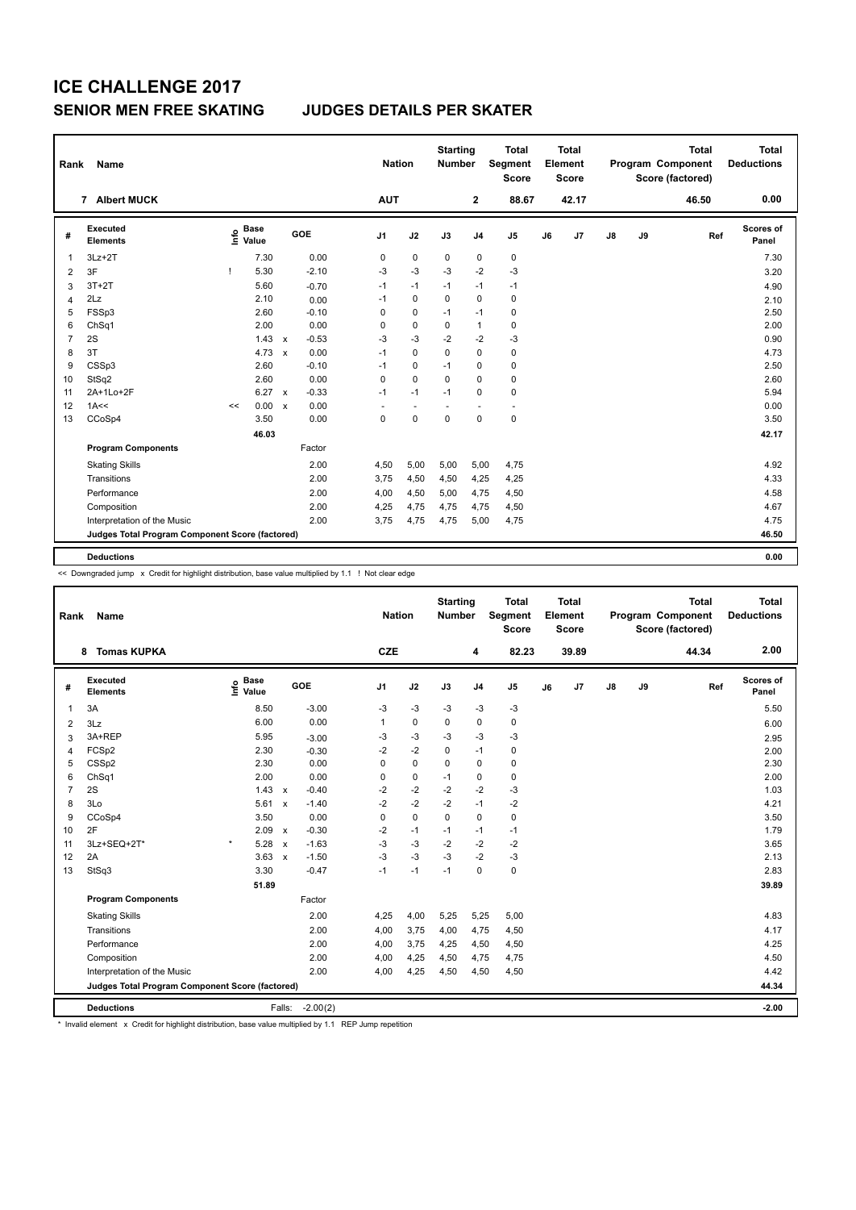# ICE CHALLENGE 2017

## SENIOR MEN FREE SKATING    JUDGES DETAILS PER SKATER

| Rank | Name | Nation | Starting Number | Total Segment Score | Total Element Score | Total Program Component Score (factored) | Total Deductions |
|---|---|---|---|---|---|---|---|
| 7 | Albert MUCK | AUT | 2 | 88.67 | 42.17 | 46.50 | 0.00 |

| # | Executed Elements | Info | Base Value | | GOE | J1 | J2 | J3 | J4 | J5 | J6 | J7 | J8 | J9 | Ref | Scores of Panel |
|---|---|---|---|---|---|---|---|---|---|---|---|---|---|---|---|---|
| 1 | 3Lz+2T | | 7.30 | | 0.00 | 0 | 0 | 0 | 0 | 0 | | | | | | 7.30 |
| 2 | 3F | ! | 5.30 | | -2.10 | -3 | -3 | -3 | -2 | -3 | | | | | | 3.20 |
| 3 | 3T+2T | | 5.60 | | -0.70 | -1 | -1 | -1 | -1 | -1 | | | | | | 4.90 |
| 4 | 2Lz | | 2.10 | | 0.00 | -1 | 0 | 0 | 0 | 0 | | | | | | 2.10 |
| 5 | FSSp3 | | 2.60 | | -0.10 | 0 | 0 | -1 | -1 | 0 | | | | | | 2.50 |
| 6 | ChSq1 | | 2.00 | | 0.00 | 0 | 0 | 0 | 1 | 0 | | | | | | 2.00 |
| 7 | 2S | | 1.43 | x | -0.53 | -3 | -3 | -2 | -2 | -3 | | | | | | 0.90 |
| 8 | 3T | | 4.73 | x | 0.00 | -1 | 0 | 0 | 0 | 0 | | | | | | 4.73 |
| 9 | CSSp3 | | 2.60 | | -0.10 | -1 | 0 | -1 | 0 | 0 | | | | | | 2.50 |
| 10 | StSq2 | | 2.60 | | 0.00 | 0 | 0 | 0 | 0 | 0 | | | | | | 2.60 |
| 11 | 2A+1Lo+2F | | 6.27 | x | -0.33 | -1 | -1 | -1 | 0 | 0 | | | | | | 5.94 |
| 12 | 1A<< | << | 0.00 | x | 0.00 | - | - | - | - | - | | | | | | 0.00 |
| 13 | CCoSp4 | | 3.50 | | 0.00 | 0 | 0 | 0 | 0 | 0 | | | | | | 3.50 |
| | | | 46.03 | | | | | | | | | | | | | 42.17 |
| | **Program Components** | | | | Factor | | | | | | | | | | | |
| | Skating Skills | | | | 2.00 | 4,50 | 5,00 | 5,00 | 5,00 | 4,75 | | | | | | 4.92 |
| | Transitions | | | | 2.00 | 3,75 | 4,50 | 4,50 | 4,25 | 4,25 | | | | | | 4.33 |
| | Performance | | | | 2.00 | 4,00 | 4,50 | 5,00 | 4,75 | 4,50 | | | | | | 4.58 |
| | Composition | | | | 2.00 | 4,25 | 4,75 | 4,75 | 4,75 | 4,50 | | | | | | 4.67 |
| | Interpretation of the Music | | | | 2.00 | 3,75 | 4,75 | 4,75 | 5,00 | 4,75 | | | | | | 4.75 |
| | **Judges Total Program Component Score (factored)** | | | | | | | | | | | | | | | 46.50 |
| | **Deductions** | | | | | | | | | | | | | | | 0.00 |

<< Downgraded jump x Credit for highlight distribution, base value multiplied by 1.1 ! Not clear edge

| Rank | Name | Nation | Starting Number | Total Segment Score | Total Element Score | Total Program Component Score (factored) | Total Deductions |
|---|---|---|---|---|---|---|---|
| 8 | Tomas KUPKA | CZE | 4 | 82.23 | 39.89 | 44.34 | 2.00 |

| # | Executed Elements | Info | Base Value | | GOE | J1 | J2 | J3 | J4 | J5 | J6 | J7 | J8 | J9 | Ref | Scores of Panel |
|---|---|---|---|---|---|---|---|---|---|---|---|---|---|---|---|---|
| 1 | 3A | | 8.50 | | -3.00 | -3 | -3 | -3 | -3 | -3 | | | | | | 5.50 |
| 2 | 3Lz | | 6.00 | | 0.00 | 1 | 0 | 0 | 0 | 0 | | | | | | 6.00 |
| 3 | 3A+REP | | 5.95 | | -3.00 | -3 | -3 | -3 | -3 | -3 | | | | | | 2.95 |
| 4 | FCSp2 | | 2.30 | | -0.30 | -2 | -2 | 0 | -1 | 0 | | | | | | 2.00 |
| 5 | CSSp2 | | 2.30 | | 0.00 | 0 | 0 | 0 | 0 | 0 | | | | | | 2.30 |
| 6 | ChSq1 | | 2.00 | | 0.00 | 0 | 0 | -1 | 0 | 0 | | | | | | 2.00 |
| 7 | 2S | | 1.43 | x | -0.40 | -2 | -2 | -2 | -2 | -3 | | | | | | 1.03 |
| 8 | 3Lo | | 5.61 | x | -1.40 | -2 | -2 | -2 | -1 | -2 | | | | | | 4.21 |
| 9 | CCoSp4 | | 3.50 | | 0.00 | 0 | 0 | 0 | 0 | 0 | | | | | | 3.50 |
| 10 | 2F | | 2.09 | x | -0.30 | -2 | -1 | -1 | -1 | -1 | | | | | | 1.79 |
| 11 | 3Lz+SEQ+2T* | * | 5.28 | x | -1.63 | -3 | -3 | -2 | -2 | -2 | | | | | | 3.65 |
| 12 | 2A | | 3.63 | x | -1.50 | -3 | -3 | -3 | -2 | -3 | | | | | | 2.13 |
| 13 | StSq3 | | 3.30 | | -0.47 | -1 | -1 | -1 | 0 | 0 | | | | | | 2.83 |
| | | | 51.89 | | | | | | | | | | | | | 39.89 |
| | **Program Components** | | | | Factor | | | | | | | | | | | |
| | Skating Skills | | | | 2.00 | 4,25 | 4,00 | 5,25 | 5,25 | 5,00 | | | | | | 4.83 |
| | Transitions | | | | 2.00 | 4,00 | 3,75 | 4,00 | 4,75 | 4,50 | | | | | | 4.17 |
| | Performance | | | | 2.00 | 4,00 | 3,75 | 4,25 | 4,50 | 4,50 | | | | | | 4.25 |
| | Composition | | | | 2.00 | 4,00 | 4,25 | 4,50 | 4,75 | 4,75 | | | | | | 4.50 |
| | Interpretation of the Music | | | | 2.00 | 4,00 | 4,25 | 4,50 | 4,50 | 4,50 | | | | | | 4.42 |
| | **Judges Total Program Component Score (factored)** | | | | | | | | | | | | | | | 44.34 |
| | **Deductions** | | Falls: | | -2.00(2) | | | | | | | | | | | -2.00 |

\* Invalid element x Credit for highlight distribution, base value multiplied by 1.1 REP Jump repetition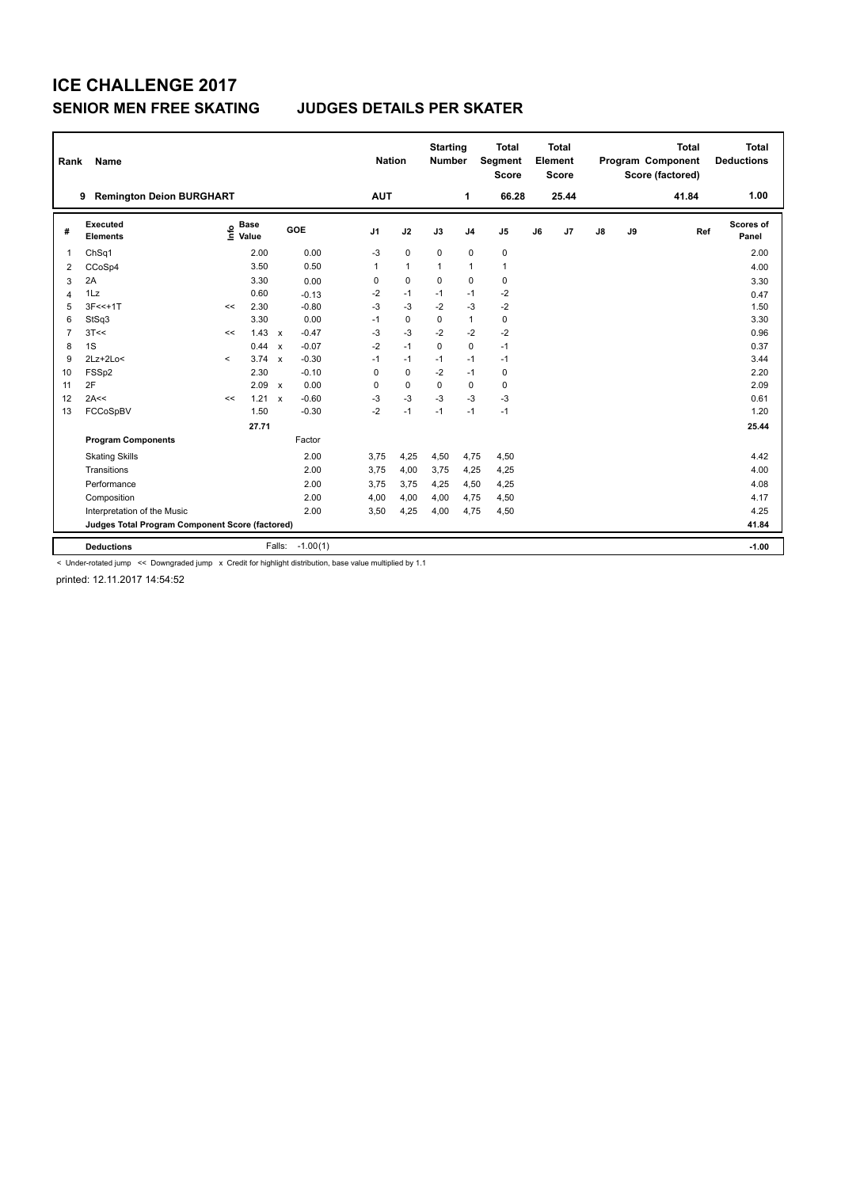# ICE CHALLENGE 2017

## SENIOR MEN FREE SKATING JUDGES DETAILS PER SKATER

| Rank | Name | Nation | Starting Number | Total Segment Score | Total Element Score | Total Program Component Score (factored) | Total Deductions |
|---|---|---|---|---|---|---|---|
| 9 | Remington Deion BURGHART | AUT | 1 | 66.28 | 25.44 | 41.84 | 1.00 |

| # | Executed Elements | Info | Base Value | | GOE | J1 | J2 | J3 | J4 | J5 | J6 | J7 | J8 | J9 | Ref | Scores of Panel |
|---|---|---|---|---|---|---|---|---|---|---|---|---|---|---|---|---|
| 1 | ChSq1 | | 2.00 | | 0.00 | -3 | 0 | 0 | 0 | 0 | | | | | | 2.00 |
| 2 | CCoSp4 | | 3.50 | | 0.50 | 1 | 1 | 1 | 1 | 1 | | | | | | 4.00 |
| 3 | 2A | | 3.30 | | 0.00 | 0 | 0 | 0 | 0 | 0 | | | | | | 3.30 |
| 4 | 1Lz | | 0.60 | | -0.13 | -2 | -1 | -1 | -1 | -2 | | | | | | 0.47 |
| 5 | 3F<<+1T | << | 2.30 | | -0.80 | -3 | -3 | -2 | -3 | -2 | | | | | | 1.50 |
| 6 | StSq3 | | 3.30 | | 0.00 | -1 | 0 | 0 | 1 | 0 | | | | | | 3.30 |
| 7 | 3T<< | << | 1.43 | x | -0.47 | -3 | -3 | -2 | -2 | -2 | | | | | | 0.96 |
| 8 | 1S | | 0.44 | x | -0.07 | -2 | -1 | 0 | 0 | -1 | | | | | | 0.37 |
| 9 | 2Lz+2Lo< | < | 3.74 | x | -0.30 | -1 | -1 | -1 | -1 | -1 | | | | | | 3.44 |
| 10 | FSSp2 | | 2.30 | | -0.10 | 0 | 0 | -2 | -1 | 0 | | | | | | 2.20 |
| 11 | 2F | | 2.09 | x | 0.00 | 0 | 0 | 0 | 0 | 0 | | | | | | 2.09 |
| 12 | 2A<< | << | 1.21 | x | -0.60 | -3 | -3 | -3 | -3 | -3 | | | | | | 0.61 |
| 13 | FCCoSpBV | | 1.50 | | -0.30 | -2 | -1 | -1 | -1 | -1 | | | | | | 1.20 |
| | | | 27.71 | | | | | | | | | | | | | 25.44 |
| | **Program Components** | | | | Factor | | | | | | | | | | | |
| | Skating Skills | | | | 2.00 | 3,75 | 4,25 | 4,50 | 4,75 | 4,50 | | | | | | 4.42 |
| | Transitions | | | | 2.00 | 3,75 | 4,00 | 3,75 | 4,25 | 4,25 | | | | | | 4.00 |
| | Performance | | | | 2.00 | 3,75 | 3,75 | 4,25 | 4,50 | 4,25 | | | | | | 4.08 |
| | Composition | | | | 2.00 | 4,00 | 4,00 | 4,00 | 4,75 | 4,50 | | | | | | 4.17 |
| | Interpretation of the Music | | | | 2.00 | 3,50 | 4,25 | 4,00 | 4,75 | 4,50 | | | | | | 4.25 |
| | **Judges Total Program Component Score (factored)** | | | | | | | | | | | | | | | 41.84 |
| | **Deductions** | | | Falls: | -1.00(1) | | | | | | | | | | | -1.00 |

< Under-rotated jump << Downgraded jump x Credit for highlight distribution, base value multiplied by 1.1

printed: 12.11.2017 14:54:52